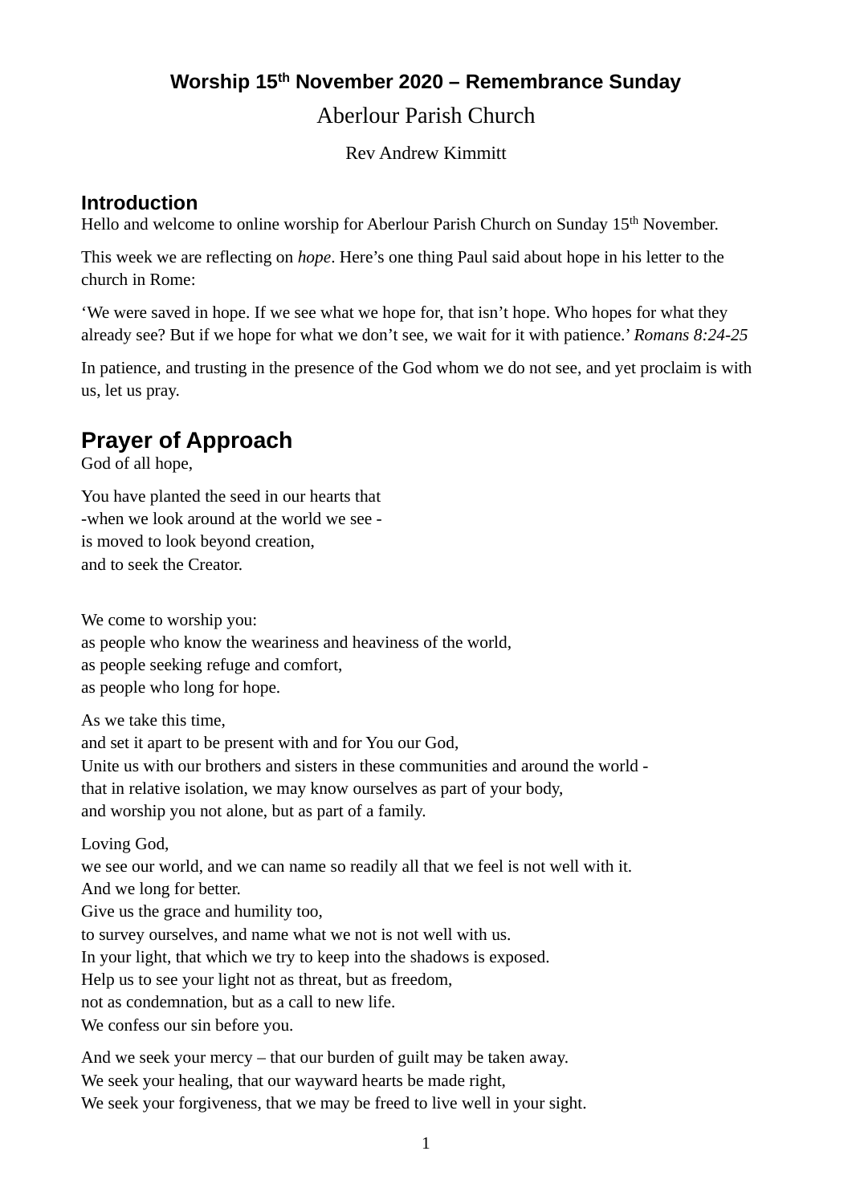# Worship 15th November 2020 – Remembrance Sunday

Aberlour Parish Church

Rev Andrew Kimmitt

### Introduction

Hello and welcome to online worship for Aberlour Parish Church on Sunday 15th November.

This week we are reflecting on *hope*. Here's one thing Paul said about hope in his letter to the church in Rome:

'We were saved in hope. If we see what we hope for, that isn't hope. Who hopes for what they already see? But if we hope for what we don't see, we wait for it with patience.' *Romans 8:24-25*

In patience, and trusting in the presence of the God whom we do not see, and yet proclaim is with us, let us pray.

## Prayer of Approach

God of all hope,

You have planted the seed in our hearts that
-when we look around at the world we see -
is moved to look beyond creation,
and to seek the Creator.

We come to worship you:
as people who know the weariness and heaviness of the world,
as people seeking refuge and comfort,
as people who long for hope.

As we take this time,
and set it apart to be present with and for You our God,
Unite us with our brothers and sisters in these communities and around the world -
that in relative isolation, we may know ourselves as part of your body,
and worship you not alone, but as part of a family.

Loving God,
we see our world, and we can name so readily all that we feel is not well with it.
And we long for better.
Give us the grace and humility too,
to survey ourselves, and name what we not is not well with us.
In your light, that which we try to keep into the shadows is exposed.
Help us to see your light not as threat, but as freedom,
not as condemnation, but as a call to new life.
We confess our sin before you.

And we seek your mercy – that our burden of guilt may be taken away.
We seek your healing, that our wayward hearts be made right,
We seek your forgiveness, that we may be freed to live well in your sight.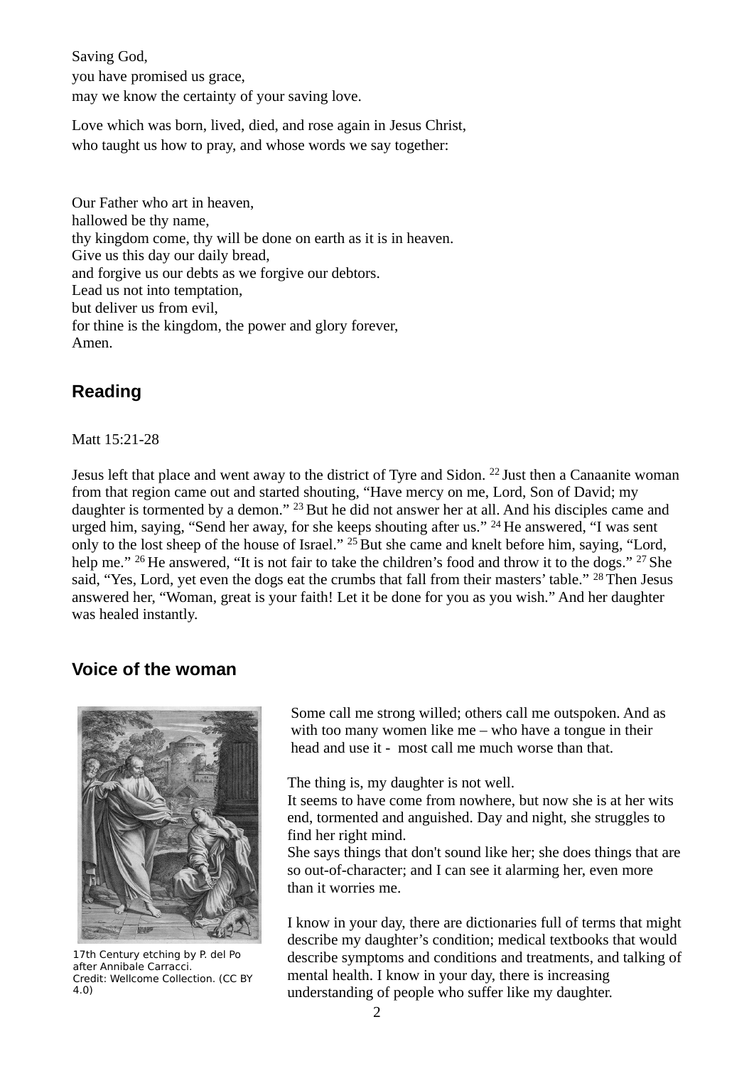Saving God,
you have promised us grace,
may we know the certainty of your saving love.

Love which was born, lived, died, and rose again in Jesus Christ,
who taught us how to pray, and whose words we say together:

Our Father who art in heaven,
hallowed be thy name,
thy kingdom come, thy will be done on earth as it is in heaven.
Give us this day our daily bread,
and forgive us our debts as we forgive our debtors.
Lead us not into temptation,
but deliver us from evil,
for thine is the kingdom, the power and glory forever,
Amen.

## Reading

Matt 15:21-28

Jesus left that place and went away to the district of Tyre and Sidon. [22] Just then a Canaanite woman from that region came out and started shouting, “Have mercy on me, Lord, Son of David; my daughter is tormented by a demon.” [23] But he did not answer her at all. And his disciples came and urged him, saying, “Send her away, for she keeps shouting after us.” [24] He answered, “I was sent only to the lost sheep of the house of Israel.” [25] But she came and knelt before him, saying, “Lord, help me.” [26] He answered, “It is not fair to take the children’s food and throw it to the dogs.” [27] She said, “Yes, Lord, yet even the dogs eat the crumbs that fall from their masters’ table.” [28] Then Jesus answered her, “Woman, great is your faith! Let it be done for you as you wish.” And her daughter was healed instantly.

## Voice of the woman

17th Century etching by P. del Po after Annibale Carracci.
Credit: Wellcome Collection. (CC BY 4.0)

Some call me strong willed; others call me outspoken. And as with too many women like me – who have a tongue in their head and use it - most call me much worse than that.

The thing is, my daughter is not well.
It seems to have come from nowhere, but now she is at her wits end, tormented and anguished. Day and night, she struggles to find her right mind.
She says things that don't sound like her; she does things that are so out-of-character; and I can see it alarming her, even more than it worries me.

I know in your day, there are dictionaries full of terms that might describe my daughter’s condition; medical textbooks that would describe symptoms and conditions and treatments, and talking of mental health. I know in your day, there is increasing understanding of people who suffer like my daughter.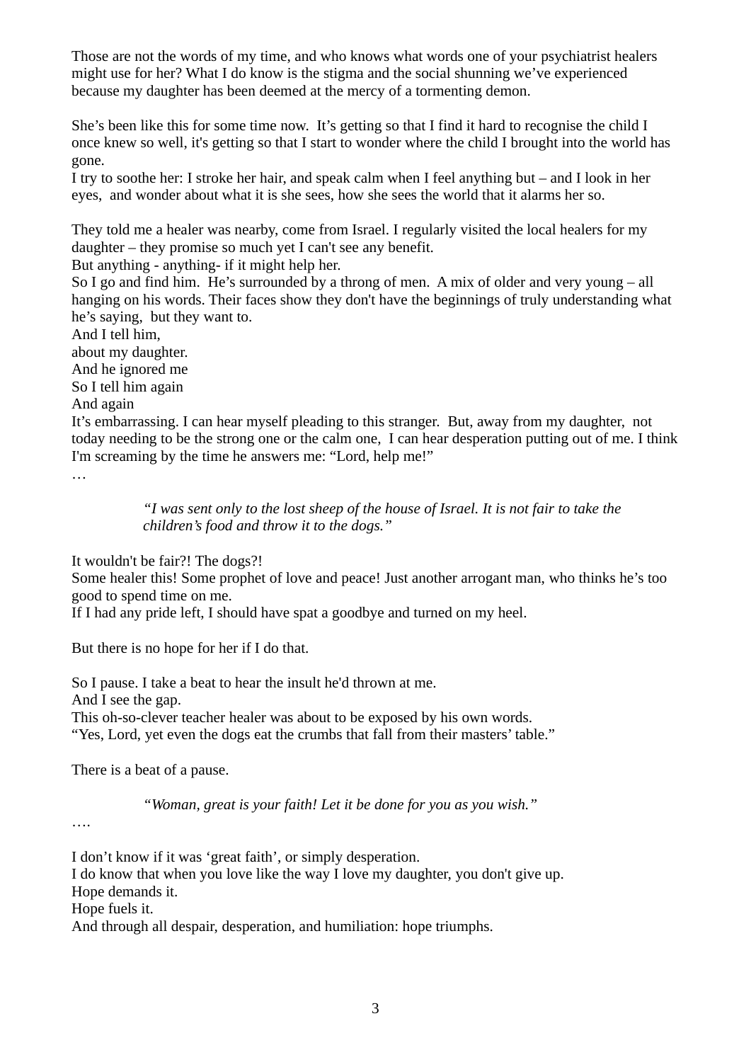Those are not the words of my time, and who knows what words one of your psychiatrist healers might use for her? What I do know is the stigma and the social shunning we've experienced because my daughter has been deemed at the mercy of a tormenting demon.

She's been like this for some time now. It's getting so that I find it hard to recognise the child I once knew so well, it's getting so that I start to wonder where the child I brought into the world has gone.
I try to soothe her: I stroke her hair, and speak calm when I feel anything but – and I look in her eyes, and wonder about what it is she sees, how she sees the world that it alarms her so.

They told me a healer was nearby, come from Israel. I regularly visited the local healers for my daughter – they promise so much yet I can't see any benefit.
But anything - anything- if it might help her.
So I go and find him. He's surrounded by a throng of men. A mix of older and very young – all hanging on his words. Their faces show they don't have the beginnings of truly understanding what he's saying, but they want to.
And I tell him,
about my daughter.
And he ignored me
So I tell him again
And again
It's embarrassing. I can hear myself pleading to this stranger. But, away from my daughter, not today needing to be the strong one or the calm one, I can hear desperation putting out of me. I think I'm screaming by the time he answers me: "Lord, help me!"
…

> *"I was sent only to the lost sheep of the house of Israel. It is not fair to take the children's food and throw it to the dogs."*

It wouldn't be fair?! The dogs?!
Some healer this! Some prophet of love and peace! Just another arrogant man, who thinks he's too good to spend time on me.
If I had any pride left, I should have spat a goodbye and turned on my heel.

But there is no hope for her if I do that.

So I pause. I take a beat to hear the insult he'd thrown at me.
And I see the gap.
This oh-so-clever teacher healer was about to be exposed by his own words.
"Yes, Lord, yet even the dogs eat the crumbs that fall from their masters' table."

There is a beat of a pause.

> *"Woman, great is your faith! Let it be done for you as you wish."*

….

I don't know if it was 'great faith', or simply desperation.
I do know that when you love like the way I love my daughter, you don't give up.
Hope demands it.
Hope fuels it.
And through all despair, desperation, and humiliation: hope triumphs.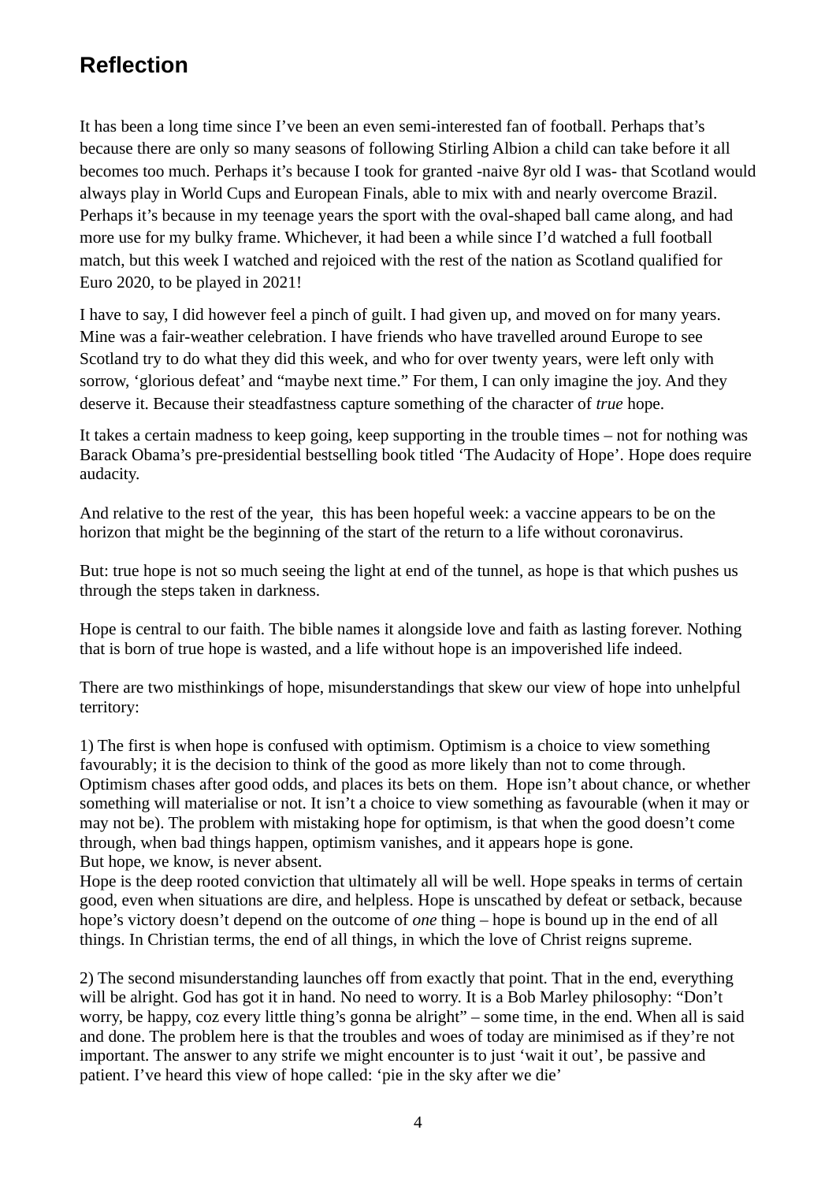## Reflection

It has been a long time since I've been an even semi-interested fan of football. Perhaps that's because there are only so many seasons of following Stirling Albion a child can take before it all becomes too much. Perhaps it's because I took for granted -naive 8yr old I was- that Scotland would always play in World Cups and European Finals, able to mix with and nearly overcome Brazil. Perhaps it's because in my teenage years the sport with the oval-shaped ball came along, and had more use for my bulky frame. Whichever, it had been a while since I'd watched a full football match, but this week I watched and rejoiced with the rest of the nation as Scotland qualified for Euro 2020, to be played in 2021!

I have to say, I did however feel a pinch of guilt. I had given up, and moved on for many years. Mine was a fair-weather celebration. I have friends who have travelled around Europe to see Scotland try to do what they did this week, and who for over twenty years, were left only with sorrow, 'glorious defeat' and "maybe next time." For them, I can only imagine the joy. And they deserve it. Because their steadfastness capture something of the character of *true* hope.

It takes a certain madness to keep going, keep supporting in the trouble times – not for nothing was Barack Obama's pre-presidential bestselling book titled 'The Audacity of Hope'. Hope does require audacity.

And relative to the rest of the year, this has been hopeful week: a vaccine appears to be on the horizon that might be the beginning of the start of the return to a life without coronavirus.

But: true hope is not so much seeing the light at end of the tunnel, as hope is that which pushes us through the steps taken in darkness.

Hope is central to our faith. The bible names it alongside love and faith as lasting forever. Nothing that is born of true hope is wasted, and a life without hope is an impoverished life indeed.

There are two misthinkings of hope, misunderstandings that skew our view of hope into unhelpful territory:

1) The first is when hope is confused with optimism. Optimism is a choice to view something favourably; it is the decision to think of the good as more likely than not to come through. Optimism chases after good odds, and places its bets on them. Hope isn't about chance, or whether something will materialise or not. It isn't a choice to view something as favourable (when it may or may not be). The problem with mistaking hope for optimism, is that when the good doesn't come through, when bad things happen, optimism vanishes, and it appears hope is gone.
But hope, we know, is never absent.
Hope is the deep rooted conviction that ultimately all will be well. Hope speaks in terms of certain good, even when situations are dire, and helpless. Hope is unscathed by defeat or setback, because hope's victory doesn't depend on the outcome of *one* thing – hope is bound up in the end of all things. In Christian terms, the end of all things, in which the love of Christ reigns supreme.

2) The second misunderstanding launches off from exactly that point. That in the end, everything will be alright. God has got it in hand. No need to worry. It is a Bob Marley philosophy: "Don't worry, be happy, coz every little thing's gonna be alright" – some time, in the end. When all is said and done. The problem here is that the troubles and woes of today are minimised as if they're not important. The answer to any strife we might encounter is to just 'wait it out', be passive and patient. I've heard this view of hope called: 'pie in the sky after we die'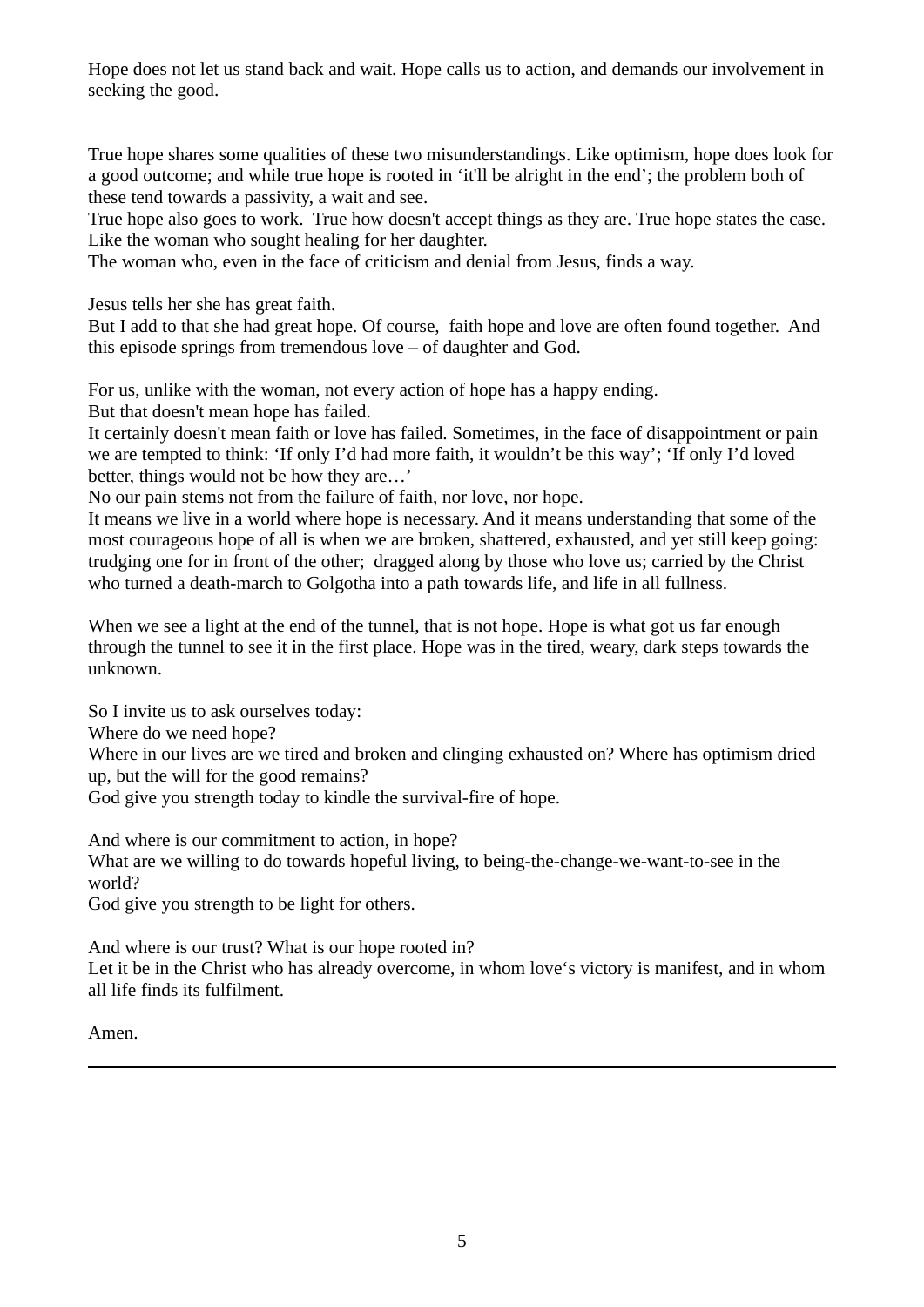Hope does not let us stand back and wait. Hope calls us to action, and demands our involvement in seeking the good.

True hope shares some qualities of these two misunderstandings. Like optimism, hope does look for a good outcome; and while true hope is rooted in 'it'll be alright in the end'; the problem both of these tend towards a passivity, a wait and see.
True hope also goes to work. True how doesn't accept things as they are. True hope states the case. Like the woman who sought healing for her daughter.
The woman who, even in the face of criticism and denial from Jesus, finds a way.

Jesus tells her she has great faith.
But I add to that she had great hope. Of course, faith hope and love are often found together. And this episode springs from tremendous love – of daughter and God.

For us, unlike with the woman, not every action of hope has a happy ending.
But that doesn't mean hope has failed.
It certainly doesn't mean faith or love has failed. Sometimes, in the face of disappointment or pain we are tempted to think: 'If only I'd had more faith, it wouldn't be this way'; 'If only I'd loved better, things would not be how they are…'
No our pain stems not from the failure of faith, nor love, nor hope.
It means we live in a world where hope is necessary. And it means understanding that some of the most courageous hope of all is when we are broken, shattered, exhausted, and yet still keep going: trudging one for in front of the other; dragged along by those who love us; carried by the Christ who turned a death-march to Golgotha into a path towards life, and life in all fullness.

When we see a light at the end of the tunnel, that is not hope. Hope is what got us far enough through the tunnel to see it in the first place. Hope was in the tired, weary, dark steps towards the unknown.

So I invite us to ask ourselves today:
Where do we need hope?
Where in our lives are we tired and broken and clinging exhausted on? Where has optimism dried up, but the will for the good remains?
God give you strength today to kindle the survival-fire of hope.

And where is our commitment to action, in hope?
What are we willing to do towards hopeful living, to being-the-change-we-want-to-see in the world?
God give you strength to be light for others.

And where is our trust? What is our hope rooted in?
Let it be in the Christ who has already overcome, in whom love's victory is manifest, and in whom all life finds its fulfilment.

Amen.

---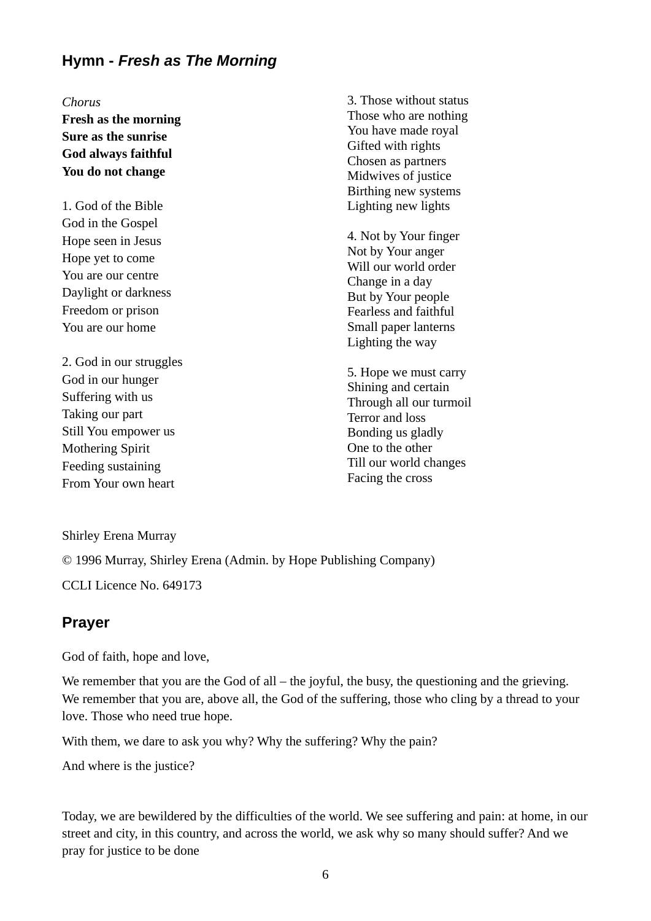## Hymn - *Fresh as The Morning*

*Chorus*
**Fresh as the morning**
**Sure as the sunrise**
**God always faithful**
**You do not change**

1. God of the Bible
God in the Gospel
Hope seen in Jesus
Hope yet to come
You are our centre
Daylight or darkness
Freedom or prison
You are our home

2. God in our struggles
God in our hunger
Suffering with us
Taking our part
Still You empower us
Mothering Spirit
Feeding sustaining
From Your own heart

3. Those without status
Those who are nothing
You have made royal
Gifted with rights
Chosen as partners
Midwives of justice
Birthing new systems
Lighting new lights

4. Not by Your finger
Not by Your anger
Will our world order
Change in a day
But by Your people
Fearless and faithful
Small paper lanterns
Lighting the way

5. Hope we must carry
Shining and certain
Through all our turmoil
Terror and loss
Bonding us gladly
One to the other
Till our world changes
Facing the cross

Shirley Erena Murray

© 1996 Murray, Shirley Erena (Admin. by Hope Publishing Company)

CCLI Licence No. 649173

## Prayer

God of faith, hope and love,

We remember that you are the God of all – the joyful, the busy, the questioning and the grieving. We remember that you are, above all, the God of the suffering, those who cling by a thread to your love. Those who need true hope.

With them, we dare to ask you why? Why the suffering? Why the pain?

And where is the justice?

Today, we are bewildered by the difficulties of the world. We see suffering and pain: at home, in our street and city, in this country, and across the world, we ask why so many should suffer? And we pray for justice to be done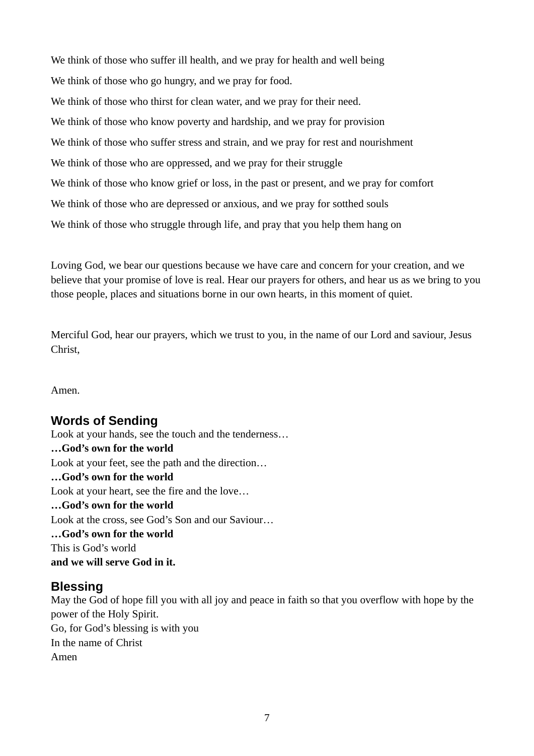We think of those who suffer ill health, and we pray for health and well being

We think of those who go hungry, and we pray for food.

We think of those who thirst for clean water, and we pray for their need.

We think of those who know poverty and hardship, and we pray for provision

We think of those who suffer stress and strain, and we pray for rest and nourishment

We think of those who are oppressed, and we pray for their struggle

We think of those who know grief or loss, in the past or present, and we pray for comfort

We think of those who are depressed or anxious, and we pray for sotthed souls

We think of those who struggle through life, and pray that you help them hang on

Loving God, we bear our questions because we have care and concern for your creation, and we believe that your promise of love is real. Hear our prayers for others, and hear us as we bring to you those people, places and situations borne in our own hearts, in this moment of quiet.

Merciful God, hear our prayers, which we trust to you, in the name of our Lord and saviour, Jesus Christ,

Amen.

## Words of Sending

Look at your hands, see the touch and the tenderness…
**…God's own for the world**
Look at your feet, see the path and the direction…
**…God's own for the world**
Look at your heart, see the fire and the love…
**…God's own for the world**
Look at the cross, see God's Son and our Saviour…
**…God's own for the world**
This is God's world
**and we will serve God in it.**

## Blessing

May the God of hope fill you with all joy and peace in faith so that you overflow with hope by the power of the Holy Spirit.
Go, for God's blessing is with you
In the name of Christ
Amen